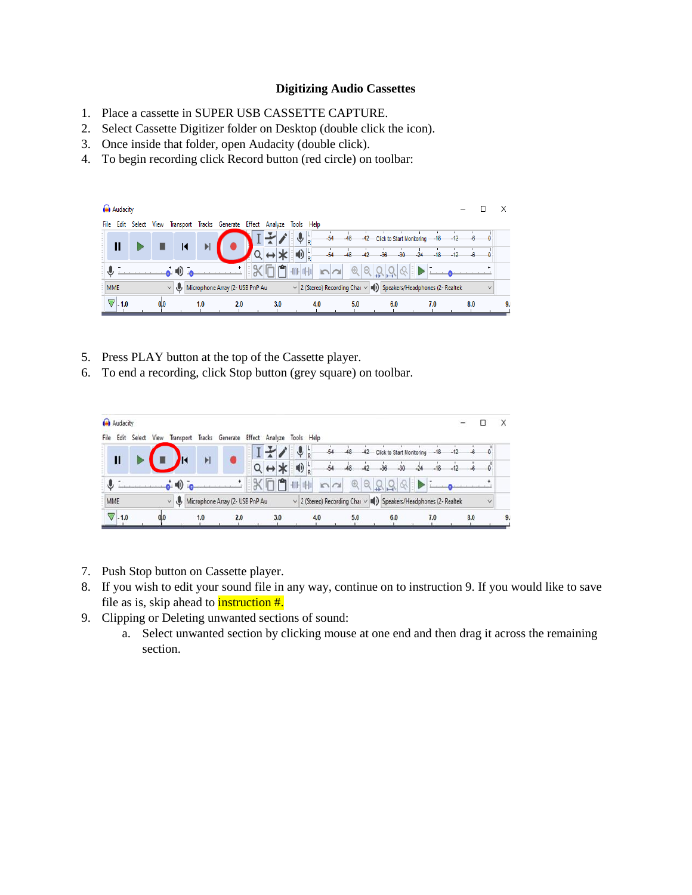# Digitizing Audio Cassettes

1. Place a cassette in SUPER USB CASSETTE CAPTURE.
2. Select Cassette Digitizer folder on Desktop (double click the icon).
3. Once inside that folder, open Audacity (double click).
4. To begin recording click Record button (red circle) on toolbar:

5. Press PLAY button at the top of the Cassette player.
6. To end a recording, click Stop button (grey square) on toolbar.

7. Push Stop button on Cassette player.
8. If you wish to edit your sound file in any way, continue on to instruction 9. If you would like to save file as is, skip ahead to instruction #.
9. Clipping or Deleting unwanted sections of sound:
   a. Select unwanted section by clicking mouse at one end and then drag it across the remaining section.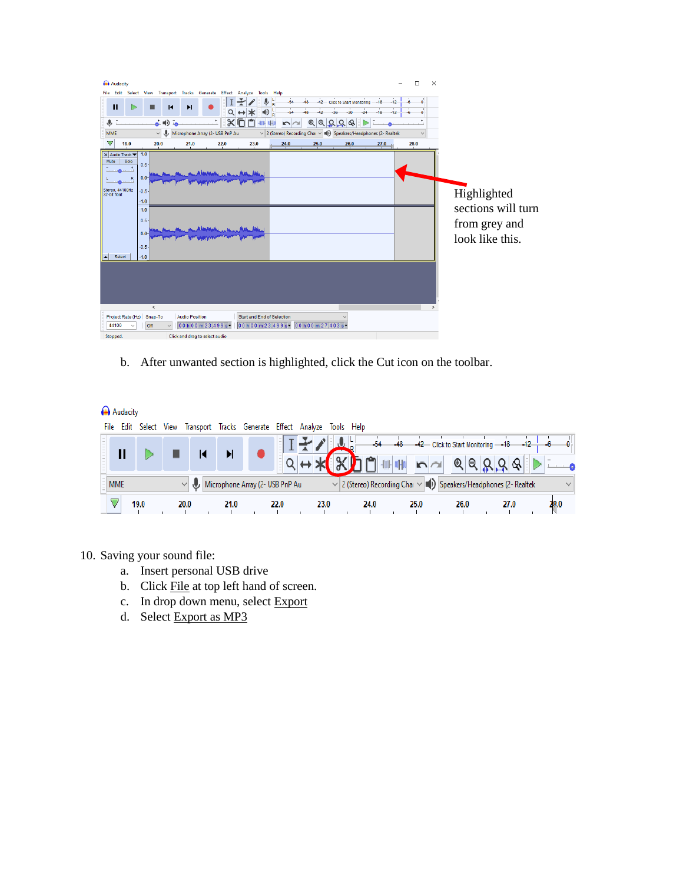Highlighted sections will turn from grey and look like this.

b. After unwanted section is highlighted, click the Cut icon on the toolbar.

10. Saving your sound file:
    a. Insert personal USB drive
    b. Click File at top left hand of screen.
    c. In drop down menu, select Export
    d. Select Export as MP3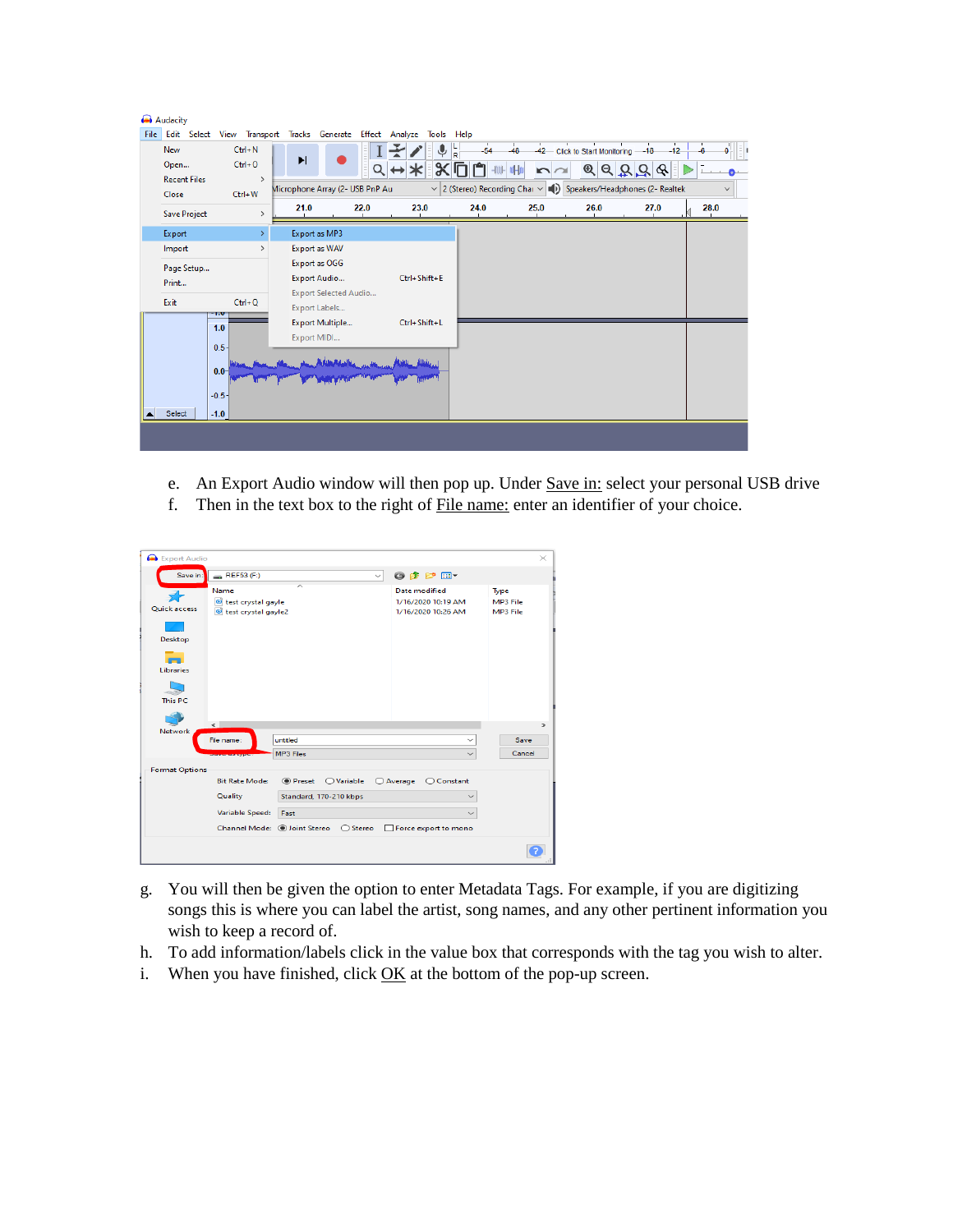e. An Export Audio window will then pop up. Under Save in: select your personal USB drive
f. Then in the text box to the right of File name: enter an identifier of your choice.

g. You will then be given the option to enter Metadata Tags. For example, if you are digitizing songs this is where you can label the artist, song names, and any other pertinent information you wish to keep a record of.
h. To add information/labels click in the value box that corresponds with the tag you wish to alter.
i. When you have finished, click OK at the bottom of the pop-up screen.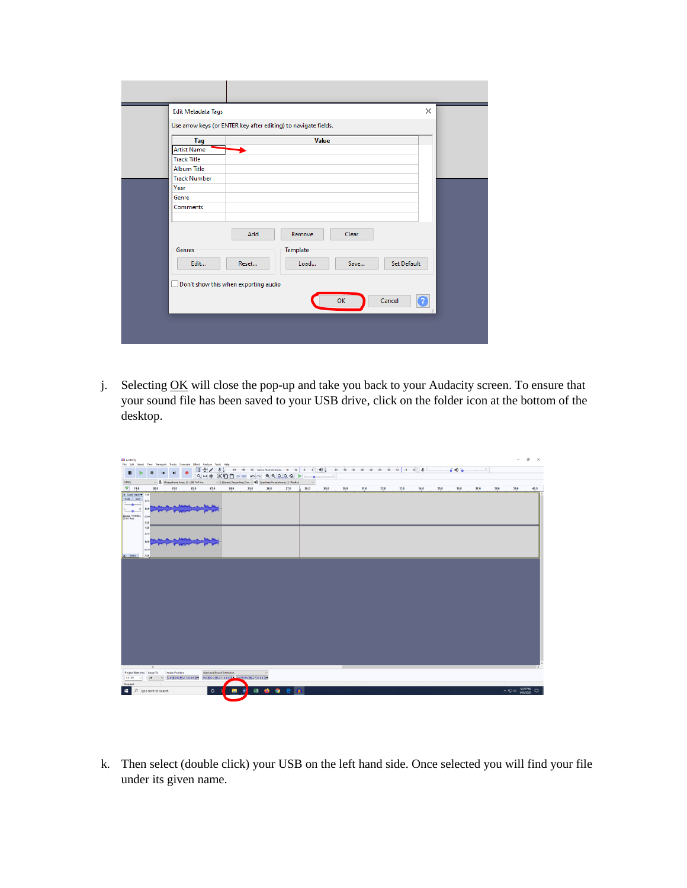j. Selecting OK will close the pop-up and take you back to your Audacity screen. To ensure that your sound file has been saved to your USB drive, click on the folder icon at the bottom of the desktop.

k. Then select (double click) your USB on the left hand side. Once selected you will find your file under its given name.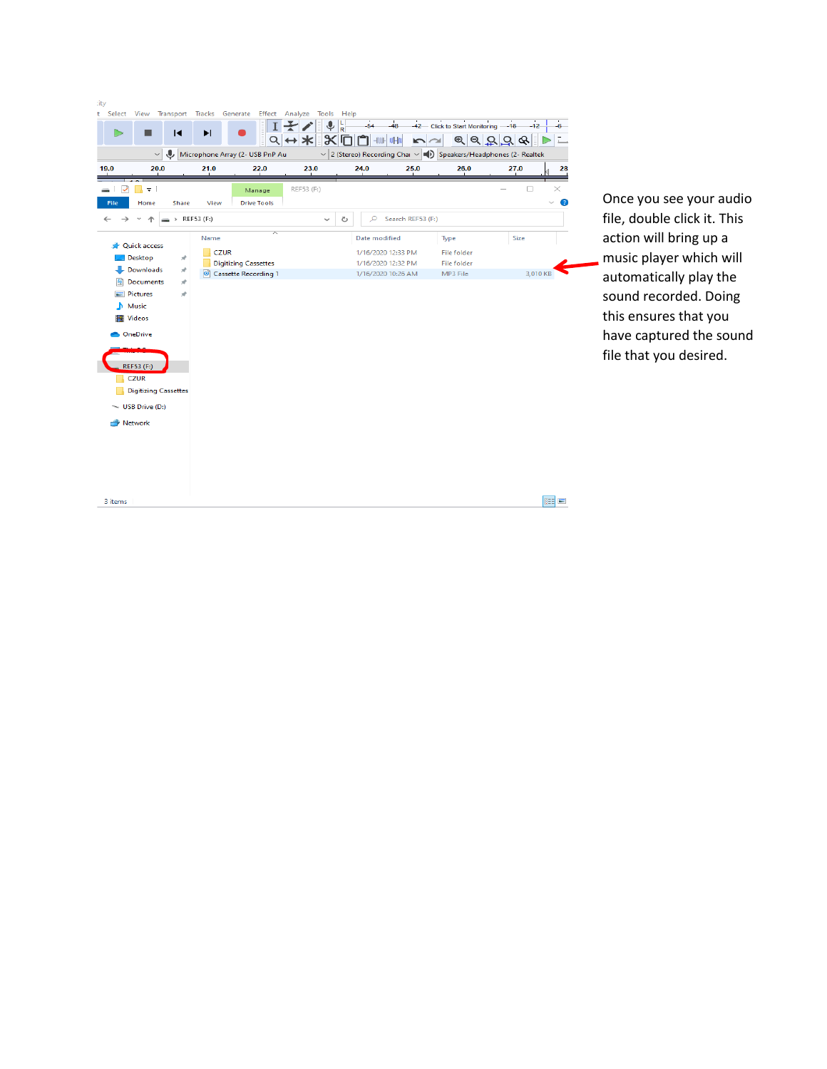Once you see your audio file, double click it. This action will bring up a music player which will automatically play the sound recorded. Doing this ensures that you have captured the sound file that you desired.